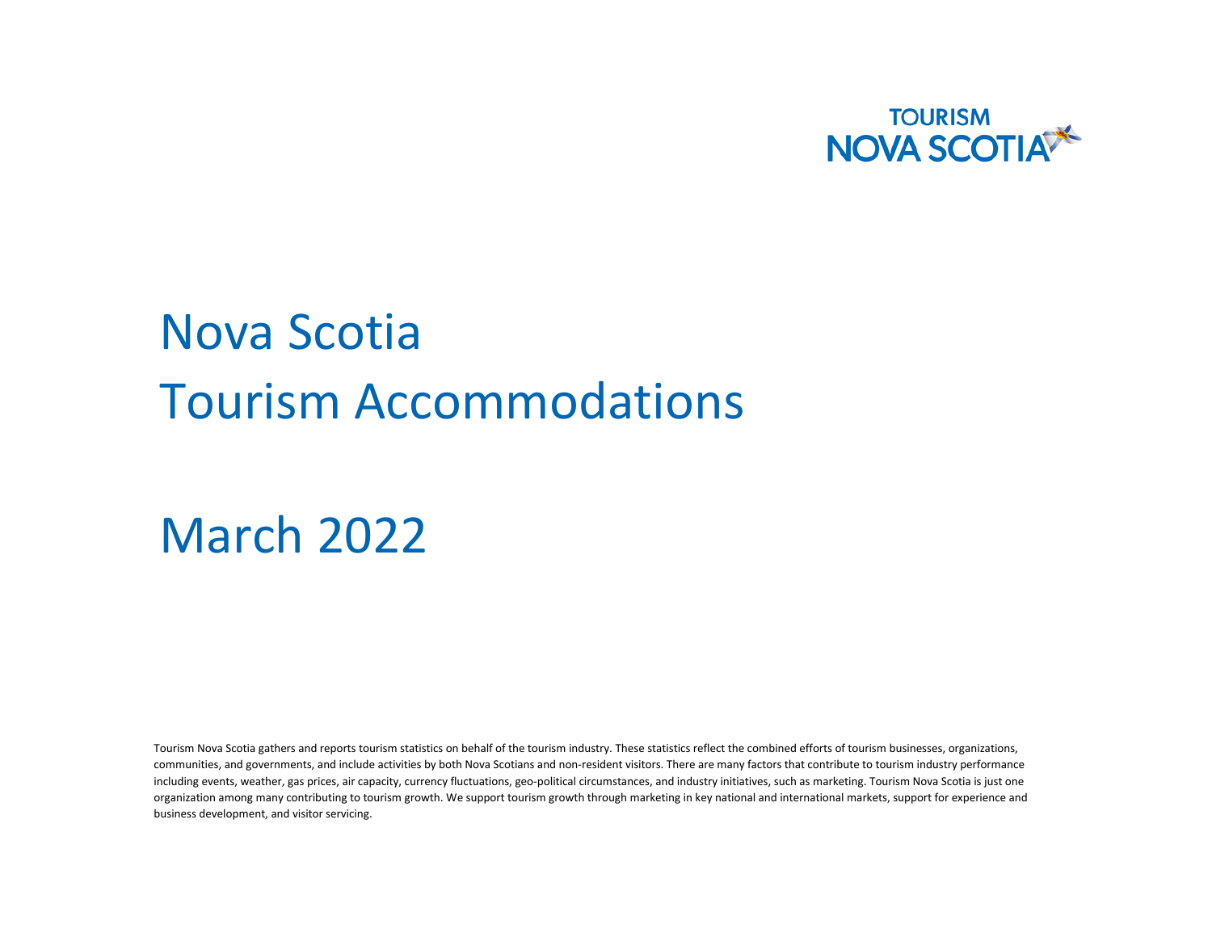TOURISM NOVA SCOTIA

# Nova Scotia Tourism Accommodations

# March 2022

Tourism Nova Scotia gathers and reports tourism statistics on behalf of the tourism industry. These statistics reflect the combined efforts of tourism businesses, organizations, communities, and governments, and include activities by both Nova Scotians and non-resident visitors. There are many factors that contribute to tourism industry performance including events, weather, gas prices, air capacity, currency fluctuations, geo-political circumstances, and industry initiatives, such as marketing. Tourism Nova Scotia is just one organization among many contributing to tourism growth. We support tourism growth through marketing in key national and international markets, support for experience and business development, and visitor servicing.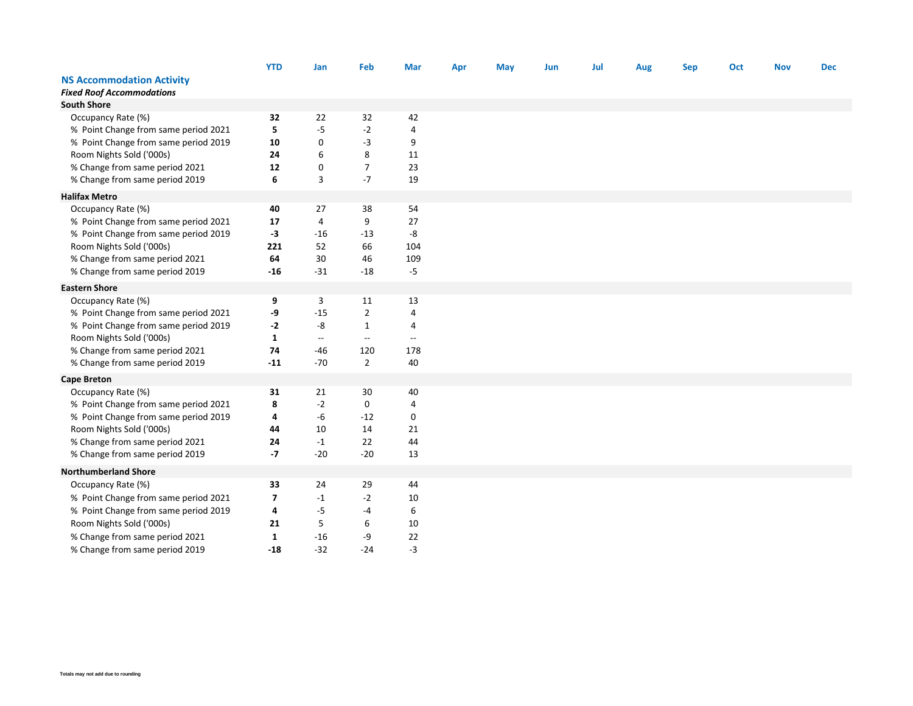| | YTD | Jan | Feb | Mar | Apr | May | Jun | Jul | Aug | Sep | Oct | Nov | Dec |
|---|---|---|---|---|---|---|---|---|---|---|---|---|---|
| **NS Accommodation Activity** | | | | | | | | | | | | | |
| ***Fixed Roof Accommodations*** | | | | | | | | | | | | | |
| **South Shore** | | | | | | | | | | | | | |
| Occupancy Rate (%) | **32** | 22 | 32 | 42 | | | | | | | | | |
| % Point Change from same period 2021 | **5** | -5 | -2 | 4 | | | | | | | | | |
| % Point Change from same period 2019 | **10** | 0 | -3 | 9 | | | | | | | | | |
| Room Nights Sold ('000s) | **24** | 6 | 8 | 11 | | | | | | | | | |
| % Change from same period 2021 | **12** | 0 | 7 | 23 | | | | | | | | | |
| % Change from same period 2019 | **6** | 3 | -7 | 19 | | | | | | | | | |
| **Halifax Metro** | | | | | | | | | | | | | |
| Occupancy Rate (%) | **40** | 27 | 38 | 54 | | | | | | | | | |
| % Point Change from same period 2021 | **17** | 4 | 9 | 27 | | | | | | | | | |
| % Point Change from same period 2019 | **-3** | -16 | -13 | -8 | | | | | | | | | |
| Room Nights Sold ('000s) | **221** | 52 | 66 | 104 | | | | | | | | | |
| % Change from same period 2021 | **64** | 30 | 46 | 109 | | | | | | | | | |
| % Change from same period 2019 | **-16** | -31 | -18 | -5 | | | | | | | | | |
| **Eastern Shore** | | | | | | | | | | | | | |
| Occupancy Rate (%) | **9** | 3 | 11 | 13 | | | | | | | | | |
| % Point Change from same period 2021 | **-9** | -15 | 2 | 4 | | | | | | | | | |
| % Point Change from same period 2019 | **-2** | -8 | 1 | 4 | | | | | | | | | |
| Room Nights Sold ('000s) | **1** | -- | -- | -- | | | | | | | | | |
| % Change from same period 2021 | **74** | -46 | 120 | 178 | | | | | | | | | |
| % Change from same period 2019 | **-11** | -70 | 2 | 40 | | | | | | | | | |
| **Cape Breton** | | | | | | | | | | | | | |
| Occupancy Rate (%) | **31** | 21 | 30 | 40 | | | | | | | | | |
| % Point Change from same period 2021 | **8** | -2 | 0 | 4 | | | | | | | | | |
| % Point Change from same period 2019 | **4** | -6 | -12 | 0 | | | | | | | | | |
| Room Nights Sold ('000s) | **44** | 10 | 14 | 21 | | | | | | | | | |
| % Change from same period 2021 | **24** | -1 | 22 | 44 | | | | | | | | | |
| % Change from same period 2019 | **-7** | -20 | -20 | 13 | | | | | | | | | |
| **Northumberland Shore** | | | | | | | | | | | | | |
| Occupancy Rate (%) | **33** | 24 | 29 | 44 | | | | | | | | | |
| % Point Change from same period 2021 | **7** | -1 | -2 | 10 | | | | | | | | | |
| % Point Change from same period 2019 | **4** | -5 | -4 | 6 | | | | | | | | | |
| Room Nights Sold ('000s) | **21** | 5 | 6 | 10 | | | | | | | | | |
| % Change from same period 2021 | **1** | -16 | -9 | 22 | | | | | | | | | |
| % Change from same period 2019 | **-18** | -32 | -24 | -3 | | | | | | | | | |

Totals may not add due to rounding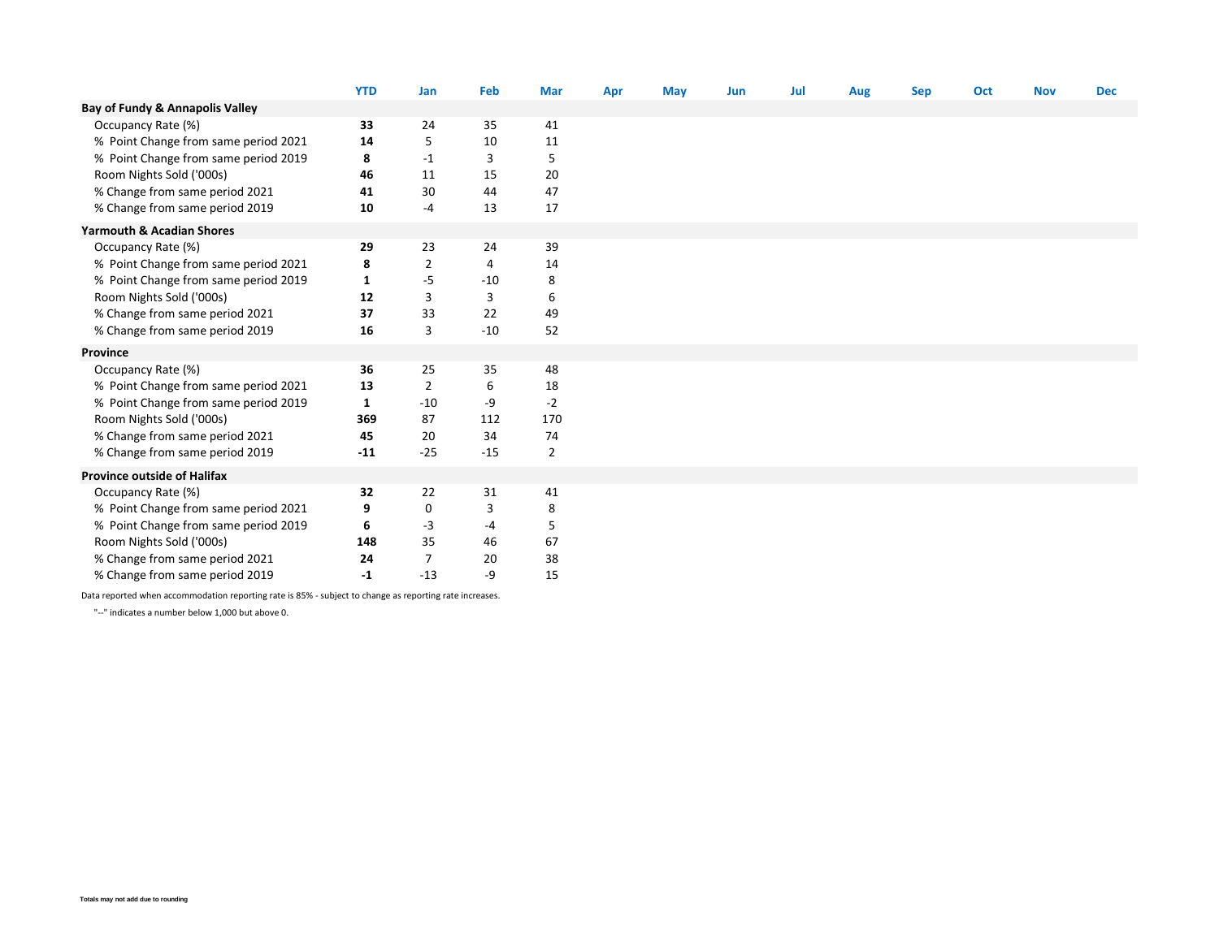| | YTD | Jan | Feb | Mar | Apr | May | Jun | Jul | Aug | Sep | Oct | Nov | Dec |
|---|---|---|---|---|---|---|---|---|---|---|---|---|---|
| **Bay of Fundy & Annapolis Valley** | | | | | | | | | | | | | |
| Occupancy Rate (%) | **33** | 24 | 35 | 41 | | | | | | | | | |
| % Point Change from same period 2021 | **14** | 5 | 10 | 11 | | | | | | | | | |
| % Point Change from same period 2019 | **8** | -1 | 3 | 5 | | | | | | | | | |
| Room Nights Sold ('000s) | **46** | 11 | 15 | 20 | | | | | | | | | |
| % Change from same period 2021 | **41** | 30 | 44 | 47 | | | | | | | | | |
| % Change from same period 2019 | **10** | -4 | 13 | 17 | | | | | | | | | |
| **Yarmouth & Acadian Shores** | | | | | | | | | | | | | |
| Occupancy Rate (%) | **29** | 23 | 24 | 39 | | | | | | | | | |
| % Point Change from same period 2021 | **8** | 2 | 4 | 14 | | | | | | | | | |
| % Point Change from same period 2019 | **1** | -5 | -10 | 8 | | | | | | | | | |
| Room Nights Sold ('000s) | **12** | 3 | 3 | 6 | | | | | | | | | |
| % Change from same period 2021 | **37** | 33 | 22 | 49 | | | | | | | | | |
| % Change from same period 2019 | **16** | 3 | -10 | 52 | | | | | | | | | |
| **Province** | | | | | | | | | | | | | |
| Occupancy Rate (%) | **36** | 25 | 35 | 48 | | | | | | | | | |
| % Point Change from same period 2021 | **13** | 2 | 6 | 18 | | | | | | | | | |
| % Point Change from same period 2019 | **1** | -10 | -9 | -2 | | | | | | | | | |
| Room Nights Sold ('000s) | **369** | 87 | 112 | 170 | | | | | | | | | |
| % Change from same period 2021 | **45** | 20 | 34 | 74 | | | | | | | | | |
| % Change from same period 2019 | **-11** | -25 | -15 | 2 | | | | | | | | | |
| **Province outside of Halifax** | | | | | | | | | | | | | |
| Occupancy Rate (%) | **32** | 22 | 31 | 41 | | | | | | | | | |
| % Point Change from same period 2021 | **9** | 0 | 3 | 8 | | | | | | | | | |
| % Point Change from same period 2019 | **6** | -3 | -4 | 5 | | | | | | | | | |
| Room Nights Sold ('000s) | **148** | 35 | 46 | 67 | | | | | | | | | |
| % Change from same period 2021 | **24** | 7 | 20 | 38 | | | | | | | | | |
| % Change from same period 2019 | **-1** | -13 | -9 | 15 | | | | | | | | | |

Data reported when accommodation reporting rate is 85% - subject to change as reporting rate increases.

"--" indicates a number below 1,000 but above 0.

**Totals may not add due to rounding**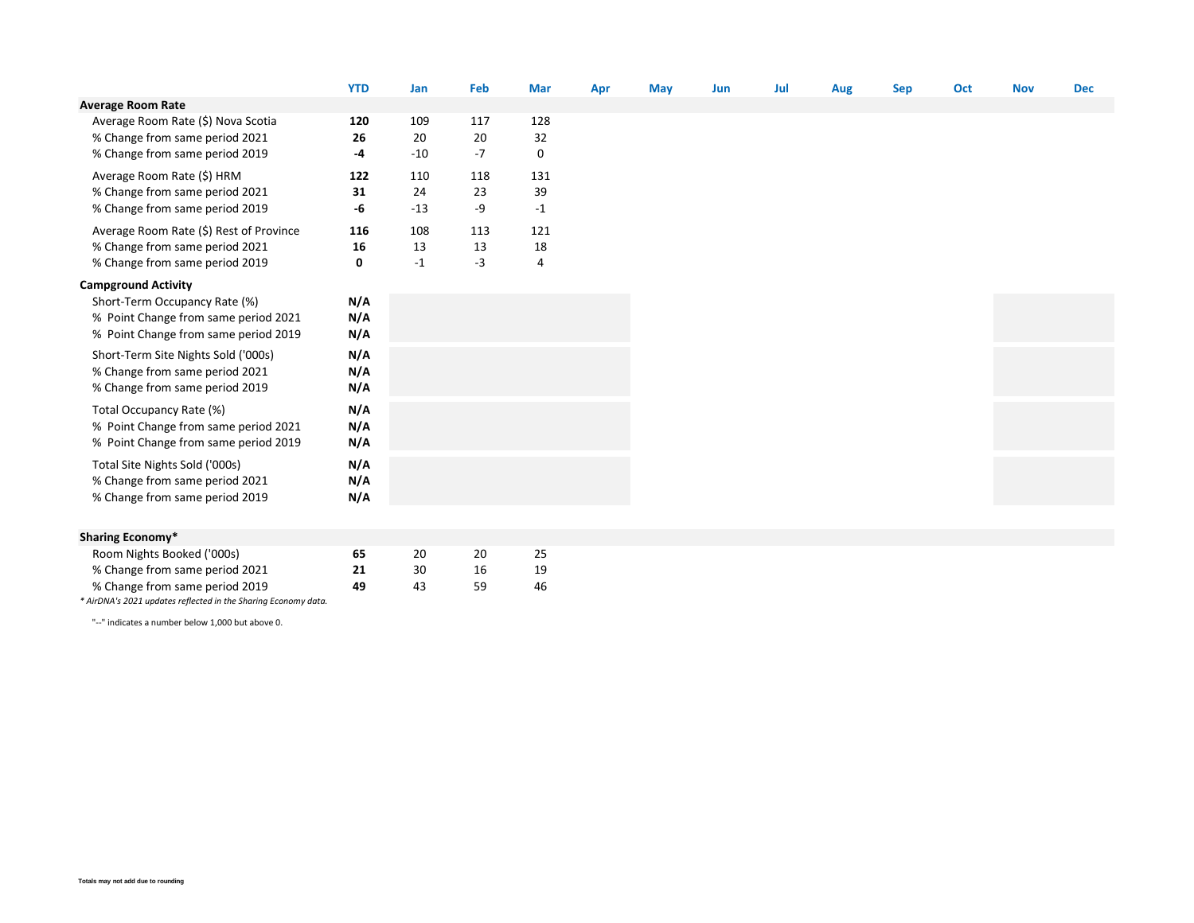| | YTD | Jan | Feb | Mar | Apr | May | Jun | Jul | Aug | Sep | Oct | Nov | Dec |
|---|---|---|---|---|---|---|---|---|---|---|---|---|---|
| **Average Room Rate** | | | | | | | | | | | | | |
| Average Room Rate ($) Nova Scotia | **120** | 109 | 117 | 128 | | | | | | | | | |
| % Change from same period 2021 | **26** | 20 | 20 | 32 | | | | | | | | | |
| % Change from same period 2019 | **-4** | -10 | -7 | 0 | | | | | | | | | |
| Average Room Rate ($) HRM | **122** | 110 | 118 | 131 | | | | | | | | | |
| % Change from same period 2021 | **31** | 24 | 23 | 39 | | | | | | | | | |
| % Change from same period 2019 | **-6** | -13 | -9 | -1 | | | | | | | | | |
| Average Room Rate ($) Rest of Province | **116** | 108 | 113 | 121 | | | | | | | | | |
| % Change from same period 2021 | **16** | 13 | 13 | 18 | | | | | | | | | |
| % Change from same period 2019 | **0** | -1 | -3 | 4 | | | | | | | | | |
| **Campground Activity** | | | | | | | | | | | | | |
| Short-Term Occupancy Rate (%) | **N/A** | | | | | | | | | | | | |
| % Point Change from same period 2021 | **N/A** | | | | | | | | | | | | |
| % Point Change from same period 2019 | **N/A** | | | | | | | | | | | | |
| Short-Term Site Nights Sold ('000s) | **N/A** | | | | | | | | | | | | |
| % Change from same period 2021 | **N/A** | | | | | | | | | | | | |
| % Change from same period 2019 | **N/A** | | | | | | | | | | | | |
| Total Occupancy Rate (%) | **N/A** | | | | | | | | | | | | |
| % Point Change from same period 2021 | **N/A** | | | | | | | | | | | | |
| % Point Change from same period 2019 | **N/A** | | | | | | | | | | | | |
| Total Site Nights Sold ('000s) | **N/A** | | | | | | | | | | | | |
| % Change from same period 2021 | **N/A** | | | | | | | | | | | | |
| % Change from same period 2019 | **N/A** | | | | | | | | | | | | |
| **Sharing Economy*** | | | | | | | | | | | | | |
| Room Nights Booked ('000s) | **65** | 20 | 20 | 25 | | | | | | | | | |
| % Change from same period 2021 | **21** | 30 | 16 | 19 | | | | | | | | | |
| % Change from same period 2019 | **49** | 43 | 59 | 46 | | | | | | | | | |

*\* AirDNA's 2021 updates reflected in the Sharing Economy data.*

"--" indicates a number below 1,000 but above 0.

**Totals may not add due to rounding**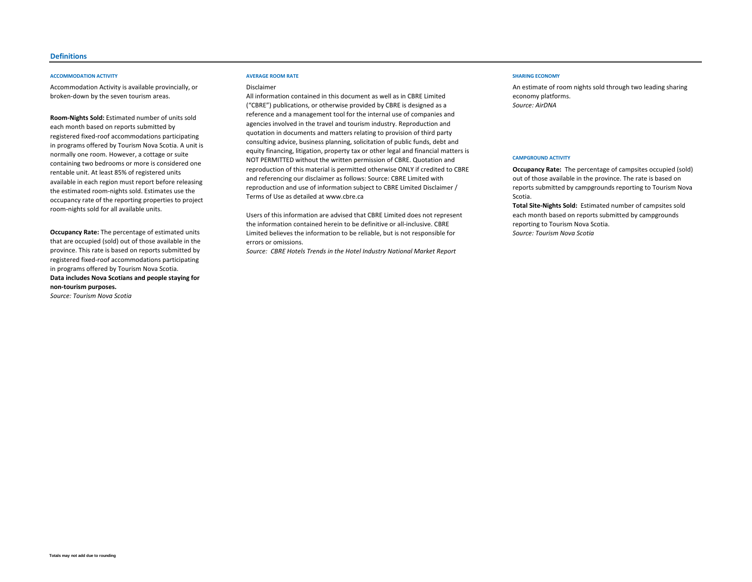## Definitions

#### ACCOMMODATION ACTIVITY

Accommodation Activity is available provincially, or broken-down by the seven tourism areas.

**Room-Nights Sold:** Estimated number of units sold each month based on reports submitted by registered fixed-roof accommodations participating in programs offered by Tourism Nova Scotia. A unit is normally one room. However, a cottage or suite containing two bedrooms or more is considered one rentable unit. At least 85% of registered units available in each region must report before releasing the estimated room-nights sold. Estimates use the occupancy rate of the reporting properties to project room-nights sold for all available units.

**Occupancy Rate:** The percentage of estimated units that are occupied (sold) out of those available in the province. This rate is based on reports submitted by registered fixed-roof accommodations participating in programs offered by Tourism Nova Scotia.
**Data includes Nova Scotians and people staying for non-tourism purposes.**
*Source: Tourism Nova Scotia*

#### AVERAGE ROOM RATE

Disclaimer
All information contained in this document as well as in CBRE Limited ("CBRE") publications, or otherwise provided by CBRE is designed as a reference and a management tool for the internal use of companies and agencies involved in the travel and tourism industry. Reproduction and quotation in documents and matters relating to provision of third party consulting advice, business planning, solicitation of public funds, debt and equity financing, litigation, property tax or other legal and financial matters is NOT PERMITTED without the written permission of CBRE. Quotation and reproduction of this material is permitted otherwise ONLY if credited to CBRE and referencing our disclaimer as follows: Source: CBRE Limited with reproduction and use of information subject to CBRE Limited Disclaimer / Terms of Use as detailed at www.cbre.ca

Users of this information are advised that CBRE Limited does not represent the information contained herein to be definitive or all-inclusive. CBRE Limited believes the information to be reliable, but is not responsible for errors or omissions.
*Source: CBRE Hotels Trends in the Hotel Industry National Market Report*

#### SHARING ECONOMY

An estimate of room nights sold through two leading sharing economy platforms.
*Source: AirDNA*

#### CAMPGROUND ACTIVITY

**Occupancy Rate:** The percentage of campsites occupied (sold) out of those available in the province. The rate is based on reports submitted by campgrounds reporting to Tourism Nova Scotia.
**Total Site-Nights Sold:** Estimated number of campsites sold each month based on reports submitted by campgrounds reporting to Tourism Nova Scotia.
*Source: Tourism Nova Scotia*

**Totals may not add due to rounding**